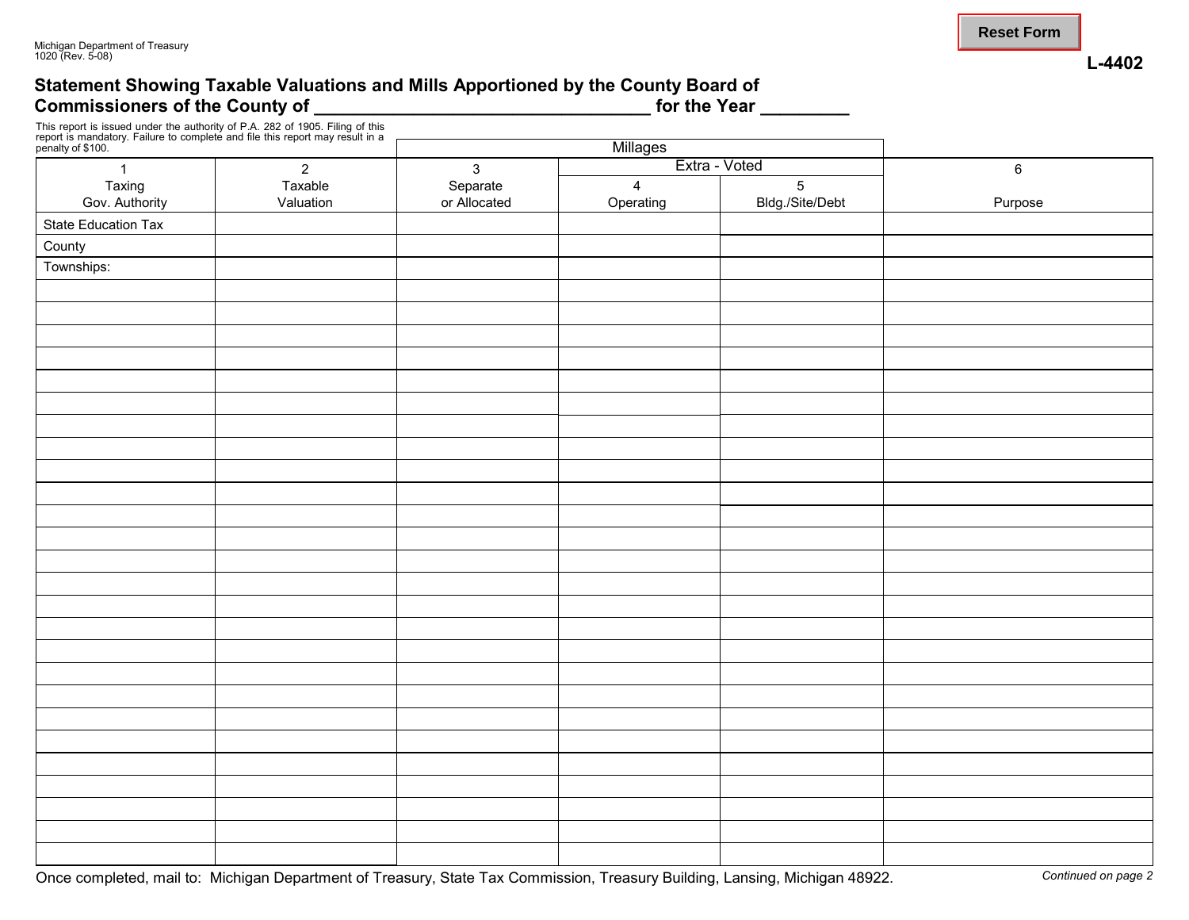Michigan Department of Treasury
1020 (Rev. 5-08)

Reset Form

**L-4402**

## Statement Showing Taxable Valuations and Mills Apportioned by the County Board of Commissioners of the County of ________________________________ for the Year ________

This report is issued under the authority of P.A. 282 of 1905. Filing of this report is mandatory. Failure to complete and file this report may result in a penalty of $100.

| 1<br>Taxing<br>Gov. Authority | 2<br>Taxable<br>Valuation | Millages<br>3<br>Separate<br>or Allocated | Extra - Voted<br>4<br>Operating | 5<br>Bldg./Site/Debt | 6<br><br>Purpose |
|---|---|---|---|---|---|
| State Education Tax | | | | | |
| County | | | | | |
| Townships: | | | | | |
| | | | | | |
| | | | | | |
| | | | | | |
| | | | | | |
| | | | | | |
| | | | | | |
| | | | | | |
| | | | | | |
| | | | | | |
| | | | | | |
| | | | | | |
| | | | | | |
| | | | | | |
| | | | | | |
| | | | | | |
| | | | | | |
| | | | | | |
| | | | | | |
| | | | | | |
| | | | | | |
| | | | | | |
| | | | | | |
| | | | | | |
| | | | | | |
| | | | | | |
| | | | | | |

Once completed, mail to: Michigan Department of Treasury, State Tax Commission, Treasury Building, Lansing, Michigan 48922.

*Continued on page 2*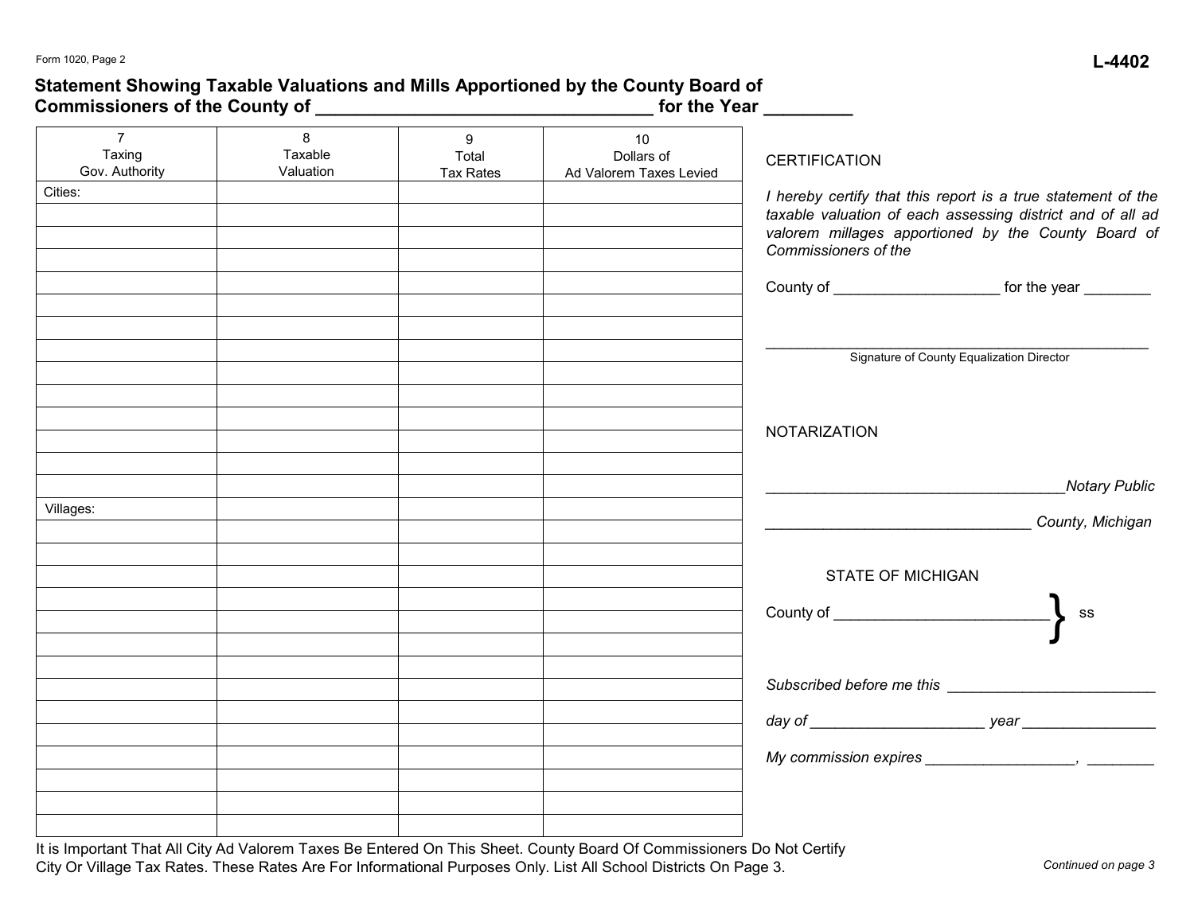Form 1020, Page 2

L-4402

## Statement Showing Taxable Valuations and Mills Apportioned by the County Board of Commissioners of the County of ________________________________ for the Year ________

| 7<br>Taxing<br>Gov. Authority | 8<br>Taxable<br>Valuation | 9<br>Total<br>Tax Rates | 10<br>Dollars of<br>Ad Valorem Taxes Levied |
|---|---|---|---|
| Cities: | | | |
| | | | |
| | | | |
| | | | |
| | | | |
| | | | |
| | | | |
| | | | |
| | | | |
| | | | |
| | | | |
| | | | |
| | | | |
| | | | |
| Villages: | | | |
| | | | |
| | | | |
| | | | |
| | | | |
| | | | |
| | | | |
| | | | |
| | | | |
| | | | |
| | | | |
| | | | |
| | | | |
| | | | |

It is Important That All City Ad Valorem Taxes Be Entered On This Sheet. County Board Of Commissioners Do Not Certify City Or Village Tax Rates. These Rates Are For Informational Purposes Only. List All School Districts On Page 3.

CERTIFICATION

*I hereby certify that this report is a true statement of the taxable valuation of each assessing district and of all ad valorem millages apportioned by the County Board of Commissioners of the*

County of ____________________ for the year ________

_______________________________________________
Signature of County Equalization Director

NOTARIZATION

_____________________________________*Notary Public*

________________________________ *County, Michigan*

STATE OF MICHIGAN

County of __________________________ } ss

*Subscribed before me this* __________________________

*day of* _____________________ *year* ________________

*My commission expires* __________________, ________

*Continued on page 3*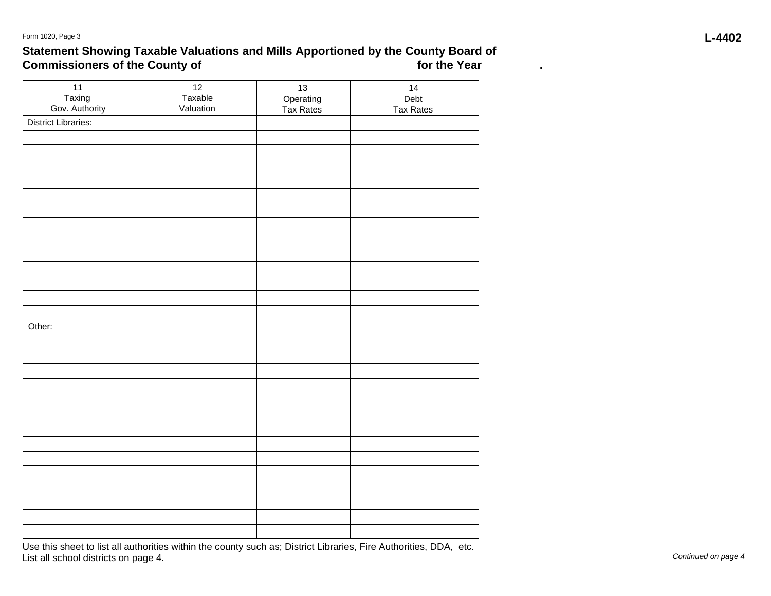Form 1020, Page 3

**L-4402**

## Statement Showing Taxable Valuations and Mills Apportioned by the County Board of Commissioners of the County of \_\_\_\_\_\_\_\_\_\_\_\_\_\_\_\_\_\_\_\_ for the Year \_\_\_\_\_\_\_\_.

| 11<br>Taxing<br>Gov. Authority | 12<br>Taxable<br>Valuation | 13<br>Operating<br>Tax Rates | 14<br>Debt<br>Tax Rates |
|---|---|---|---|
| District Libraries: | | | |
| | | | |
| | | | |
| | | | |
| | | | |
| | | | |
| | | | |
| | | | |
| | | | |
| | | | |
| | | | |
| | | | |
| | | | |
| | | | |
| Other: | | | |
| | | | |
| | | | |
| | | | |
| | | | |
| | | | |
| | | | |
| | | | |
| | | | |
| | | | |
| | | | |
| | | | |
| | | | |
| | | | |
| | | | |

Use this sheet to list all authorities within the county such as; District Libraries, Fire Authorities, DDA, etc.
List all school districts on page 4.

*Continued on page 4*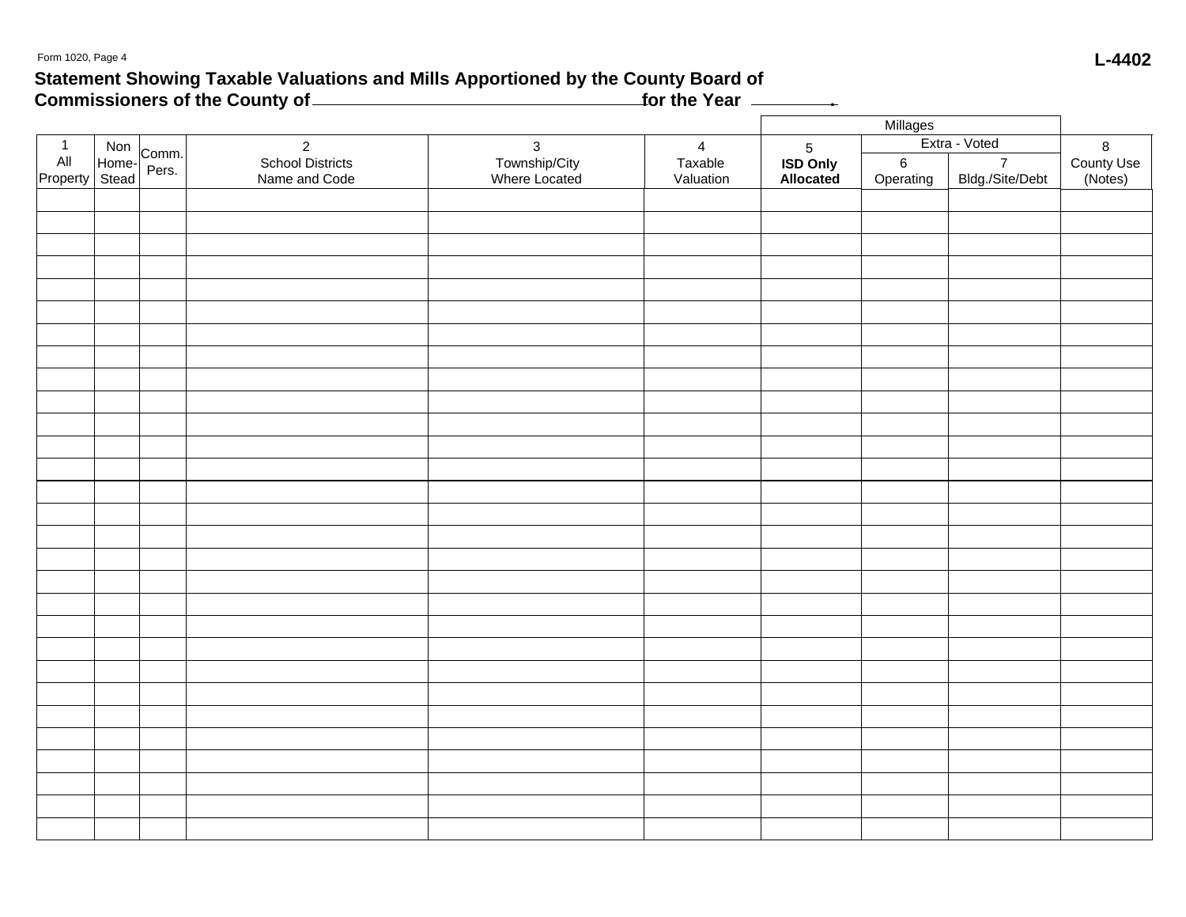Form 1020, Page 4

**L-4402**

## Statement Showing Taxable Valuations and Mills Apportioned by the County Board of Commissioners of the County of ______________________ for the Year ________.

| | | | | | | Millages | | | |
|---|---|---|---|---|---|---|---|---|---|
| | | | | | | | Extra - Voted | | |
| 1 All Property | Non Home-Stead | Comm. Pers. | 2 School Districts Name and Code | 3 Township/City Where Located | 4 Taxable Valuation | 5 **ISD Only Allocated** | 6 Operating | 7 Bldg./Site/Debt | 8 County Use (Notes) |
| | | | | | | | | | |
| | | | | | | | | | |
| | | | | | | | | | |
| | | | | | | | | | |
| | | | | | | | | | |
| | | | | | | | | | |
| | | | | | | | | | |
| | | | | | | | | | |
| | | | | | | | | | |
| | | | | | | | | | |
| | | | | | | | | | |
| | | | | | | | | | |
| | | | | | | | | | |
| | | | | | | | | | |
| | | | | | | | | | |
| | | | | | | | | | |
| | | | | | | | | | |
| | | | | | | | | | |
| | | | | | | | | | |
| | | | | | | | | | |
| | | | | | | | | | |
| | | | | | | | | | |
| | | | | | | | | | |
| | | | | | | | | | |
| | | | | | | | | | |
| | | | | | | | | | |
| | | | | | | | | | |
| | | | | | | | | | |
| | | | | | | | | | |